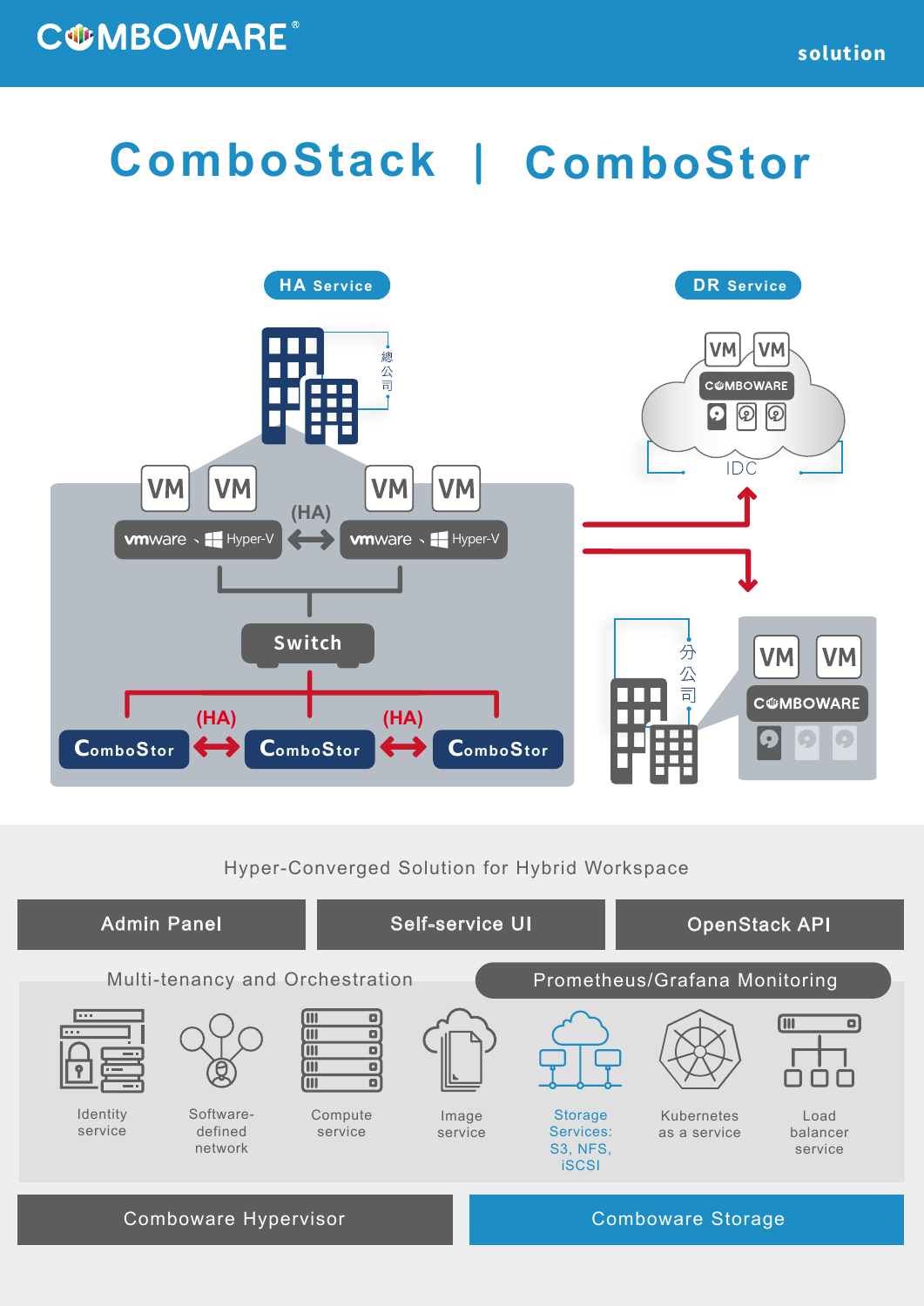COMBOWARE®

solution

# ComboStack | ComboStor

**HA Service**

總公司

VM VM (HA) VM VM

vmware、Hyper-V ⟷ vmware、Hyper-V

Switch

ComboStor (HA) ComboStor (HA) ComboStor

**DR Service**

VM VM

COMBOWARE

IDC

分公司

VM VM

COMBOWARE

## Hyper-Converged Solution for Hybrid Workspace

| Admin Panel | Self-service UI | OpenStack API |
|---|---|---|

**Multi-tenancy and Orchestration**

**Prometheus/Grafana Monitoring**

- Identity service
- Software-defined network
- Compute service
- Image service
- Storage Services: S3, NFS, iSCSI
- Kubernetes as a service
- Load balancer service

| Comboware Hypervisor | Comboware Storage |
|---|---|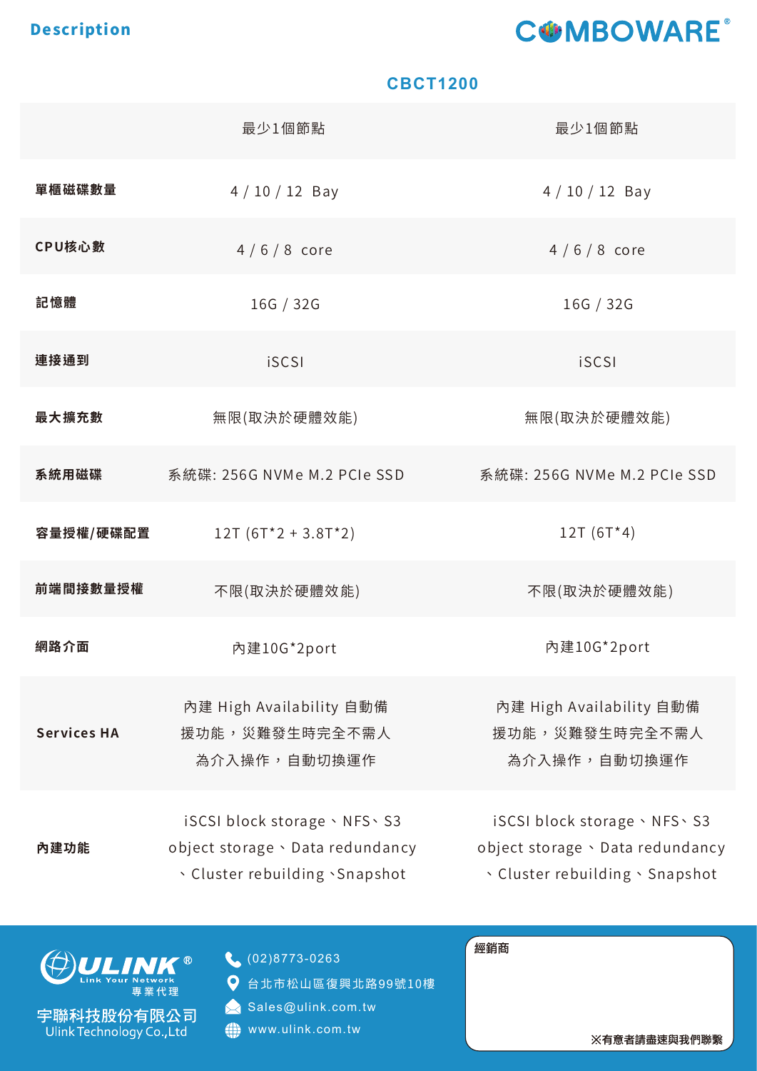Description

COMBOWARE®

## CBCT1200

| | | |
|---|---|---|
| | 最少1個節點 | 最少1個節點 |
| **單櫃磁碟數量** | 4 / 10 / 12 Bay | 4 / 10 / 12 Bay |
| **CPU核心數** | 4 / 6 / 8 core | 4 / 6 / 8 core |
| **記憶體** | 16G / 32G | 16G / 32G |
| **連接通到** | iSCSI | iSCSI |
| **最大擴充數** | 無限(取決於硬體效能) | 無限(取決於硬體效能) |
| **系統用磁碟** | 系統碟: 256G NVMe M.2 PCIe SSD | 系統碟: 256G NVMe M.2 PCIe SSD |
| **容量授權/硬碟配置** | 12T (6T*2 + 3.8T*2) | 12T (6T*4) |
| **前端間接數量授權** | 不限(取決於硬體效能) | 不限(取決於硬體效能) |
| **網路介面** | 內建10G*2port | 內建10G*2port |
| **Services HA** | 內建 High Availability 自動備援功能，災難發生時完全不需人為介入操作，自動切換運作 | 內建 High Availability 自動備援功能，災難發生時完全不需人為介入操作，自動切換運作 |
| **內建功能** | iSCSI block storage、NFS、S3 object storage、Data redundancy、Cluster rebuilding、Snapshot | iSCSI block storage、NFS、S3 object storage、Data redundancy、Cluster rebuilding、Snapshot |

ULINK® Link Your Network 專業代理

宇聯科技股份有限公司
Ulink Technology Co.,Ltd

(02)8773-0263
台北市松山區復興北路99號10樓
Sales@ulink.com.tw
www.ulink.com.tw

**經銷商**

**※有意者請盡速與我們聯繫**